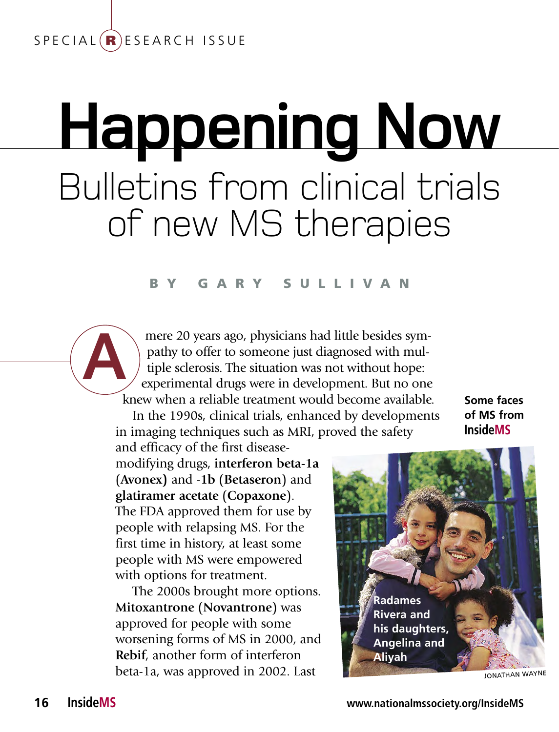SPECIAL RESEARCH ISSUE

# Happening Now

## Bulletins from clinical trials of new MS therapies

**BY GARY SULLIVAN**

A mere 20 years ago, physicians had little besides sympathy to offer to someone just diagnosed with multiple sclerosis. The situation was not without hope: experimental drugs were in development. But no one knew when a reliable treatment would become available.

In the 1990s, clinical trials, enhanced by developments in imaging techniques such as MRI, proved the safety and efficacy of the first disease-modifying drugs, **interferon beta-1a (Avonex)** and **-1b (Betaseron)** and **glatiramer acetate (Copaxone)**. The FDA approved them for use by people with relapsing MS. For the first time in history, at least some people with MS were empowered with options for treatment.

The 2000s brought more options. **Mitoxantrone (Novantrone)** was approved for people with some worsening forms of MS in 2000, and **Rebif**, another form of interferon beta-1a, was approved in 2002. Last

**Some faces of MS from InsideMS**

Radames Rivera and his daughters, Angelina and Aliyah

JONATHAN WAYNE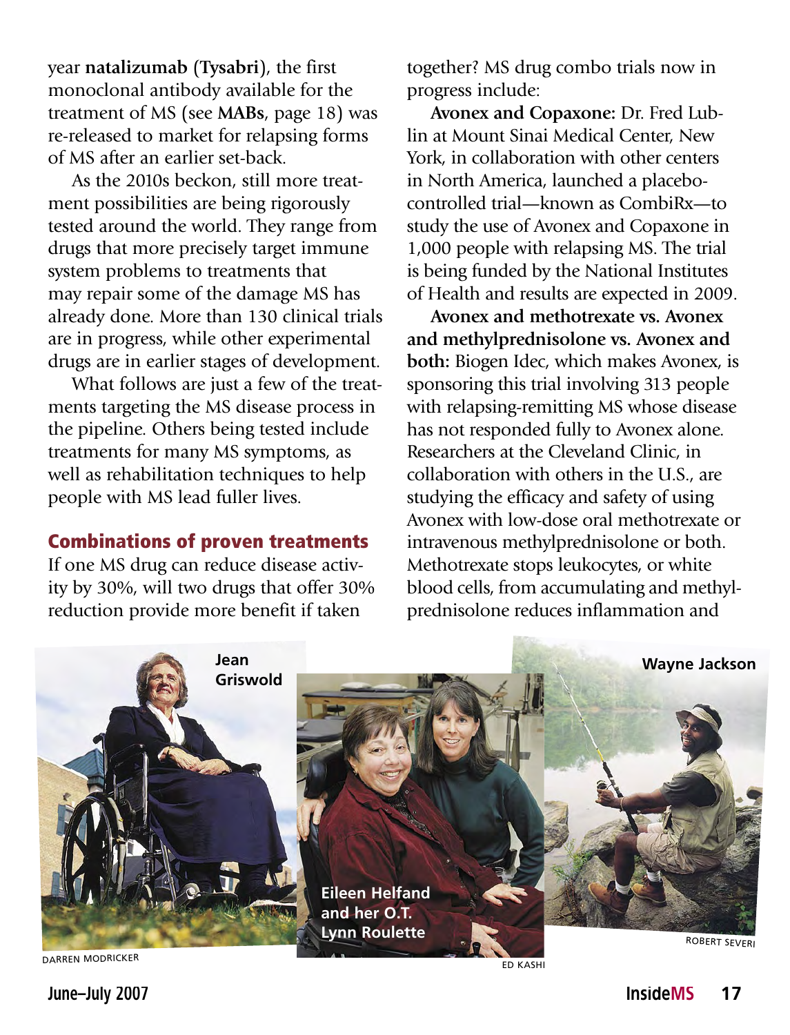year **natalizumab (Tysabri)**, the first monoclonal antibody available for the treatment of MS (see **MABs**, page 18) was re-released to market for relapsing forms of MS after an earlier set-back.

As the 2010s beckon, still more treatment possibilities are being rigorously tested around the world. They range from drugs that more precisely target immune system problems to treatments that may repair some of the damage MS has already done. More than 130 clinical trials are in progress, while other experimental drugs are in earlier stages of development.

What follows are just a few of the treatments targeting the MS disease process in the pipeline. Others being tested include treatments for many MS symptoms, as well as rehabilitation techniques to help people with MS lead fuller lives.

## Combinations of proven treatments

If one MS drug can reduce disease activity by 30%, will two drugs that offer 30% reduction provide more benefit if taken together? MS drug combo trials now in progress include:

**Avonex and Copaxone:** Dr. Fred Lublin at Mount Sinai Medical Center, New York, in collaboration with other centers in North America, launched a placebo-controlled trial—known as CombiRx—to study the use of Avonex and Copaxone in 1,000 people with relapsing MS. The trial is being funded by the National Institutes of Health and results are expected in 2009.

**Avonex and methotrexate vs. Avonex and methylprednisolone vs. Avonex and both:** Biogen Idec, which makes Avonex, is sponsoring this trial involving 313 people with relapsing-remitting MS whose disease has not responded fully to Avonex alone. Researchers at the Cleveland Clinic, in collaboration with others in the U.S., are studying the efficacy and safety of using Avonex with low-dose oral methotrexate or intravenous methylprednisolone or both. Methotrexate stops leukocytes, or white blood cells, from accumulating and methylprednisolone reduces inflammation and

Jean Griswold

DARREN MODRICKER

Eileen Helfand and her O.T. Lynn Roulette

ED KASHI

Wayne Jackson

ROBERT SEVERI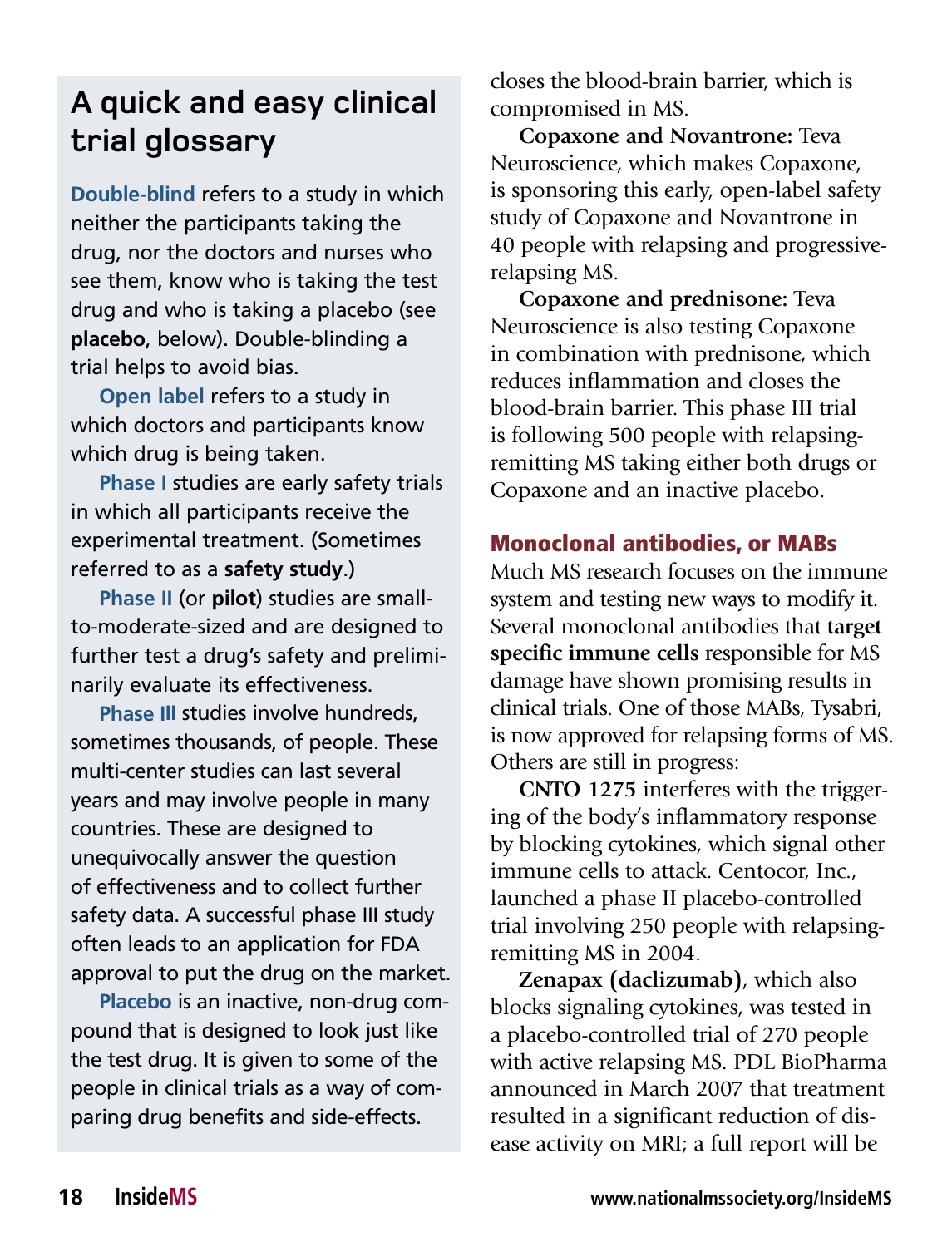## A quick and easy clinical trial glossary

**Double-blind** refers to a study in which neither the participants taking the drug, nor the doctors and nurses who see them, know who is taking the test drug and who is taking a placebo (see **placebo**, below). Double-blinding a trial helps to avoid bias.

**Open label** refers to a study in which doctors and participants know which drug is being taken.

**Phase I** studies are early safety trials in which all participants receive the experimental treatment. (Sometimes referred to as a **safety study**.)

**Phase II** (or **pilot**) studies are small-to-moderate-sized and are designed to further test a drug's safety and preliminarily evaluate its effectiveness.

**Phase III** studies involve hundreds, sometimes thousands, of people. These multi-center studies can last several years and may involve people in many countries. These are designed to unequivocally answer the question of effectiveness and to collect further safety data. A successful phase III study often leads to an application for FDA approval to put the drug on the market.

**Placebo** is an inactive, non-drug compound that is designed to look just like the test drug. It is given to some of the people in clinical trials as a way of comparing drug benefits and side-effects.

closes the blood-brain barrier, which is compromised in MS.

**Copaxone and Novantrone:** Teva Neuroscience, which makes Copaxone, is sponsoring this early, open-label safety study of Copaxone and Novantrone in 40 people with relapsing and progressive-relapsing MS.

**Copaxone and prednisone:** Teva Neuroscience is also testing Copaxone in combination with prednisone, which reduces inflammation and closes the blood-brain barrier. This phase III trial is following 500 people with relapsing-remitting MS taking either both drugs or Copaxone and an inactive placebo.

### Monoclonal antibodies, or MABs

Much MS research focuses on the immune system and testing new ways to modify it. Several monoclonal antibodies that **target specific immune cells** responsible for MS damage have shown promising results in clinical trials. One of those MABs, Tysabri, is now approved for relapsing forms of MS. Others are still in progress:

**CNTO 1275** interferes with the triggering of the body's inflammatory response by blocking cytokines, which signal other immune cells to attack. Centocor, Inc., launched a phase II placebo-controlled trial involving 250 people with relapsing-remitting MS in 2004.

**Zenapax (daclizumab)**, which also blocks signaling cytokines, was tested in a placebo-controlled trial of 270 people with active relapsing MS. PDL BioPharma announced in March 2007 that treatment resulted in a significant reduction of disease activity on MRI; a full report will be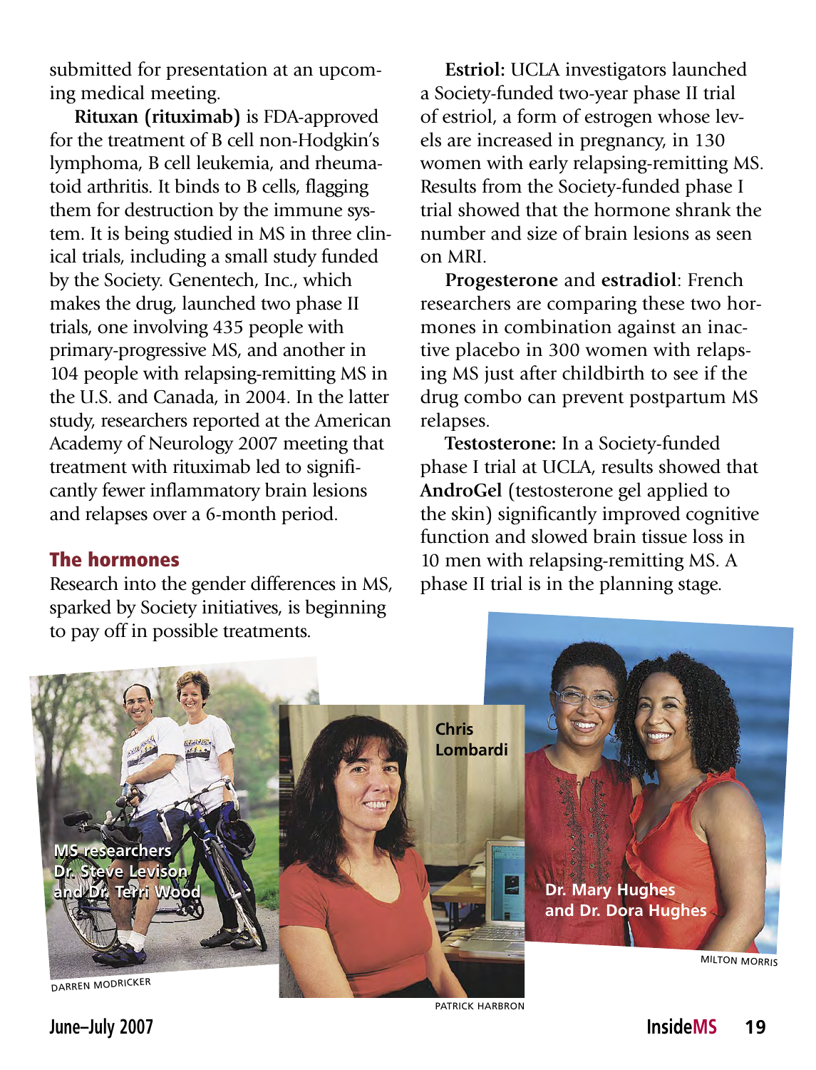submitted for presentation at an upcoming medical meeting.

**Rituxan (rituximab)** is FDA-approved for the treatment of B cell non-Hodgkin's lymphoma, B cell leukemia, and rheumatoid arthritis. It binds to B cells, flagging them for destruction by the immune system. It is being studied in MS in three clinical trials, including a small study funded by the Society. Genentech, Inc., which makes the drug, launched two phase II trials, one involving 435 people with primary-progressive MS, and another in 104 people with relapsing-remitting MS in the U.S. and Canada, in 2004. In the latter study, researchers reported at the American Academy of Neurology 2007 meeting that treatment with rituximab led to significantly fewer inflammatory brain lesions and relapses over a 6-month period.

## The hormones

Research into the gender differences in MS, sparked by Society initiatives, is beginning to pay off in possible treatments.

**Estriol:** UCLA investigators launched a Society-funded two-year phase II trial of estriol, a form of estrogen whose levels are increased in pregnancy, in 130 women with early relapsing-remitting MS. Results from the Society-funded phase I trial showed that the hormone shrank the number and size of brain lesions as seen on MRI.

**Progesterone** and **estradiol**: French researchers are comparing these two hormones in combination against an inactive placebo in 300 women with relapsing MS just after childbirth to see if the drug combo can prevent postpartum MS relapses.

**Testosterone:** In a Society-funded phase I trial at UCLA, results showed that **AndroGel** (testosterone gel applied to the skin) significantly improved cognitive function and slowed brain tissue loss in 10 men with relapsing-remitting MS. A phase II trial is in the planning stage.

MS researchers Dr. Steve Levison and Dr. Terri Wood

DARREN MODRICKER

Chris Lombardi

PATRICK HARBRON

Dr. Mary Hughes and Dr. Dora Hughes

MILTON MORRIS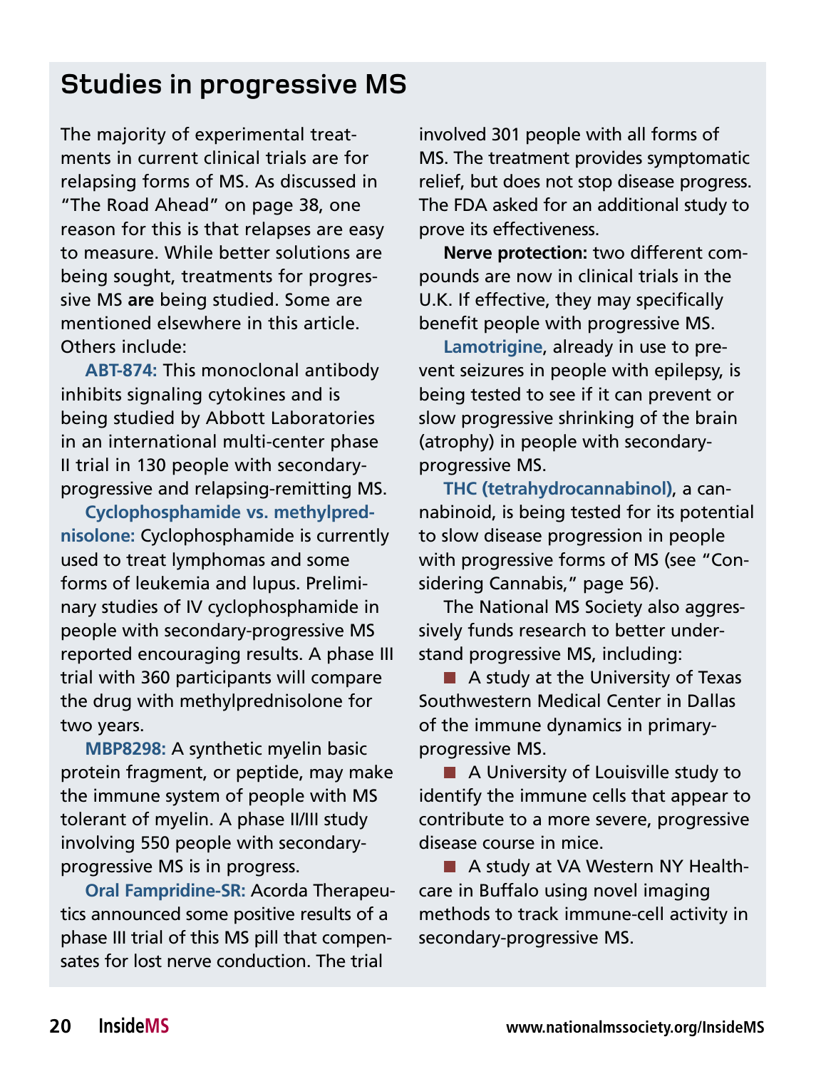## Studies in progressive MS

The majority of experimental treatments in current clinical trials are for relapsing forms of MS. As discussed in "The Road Ahead" on page 38, one reason for this is that relapses are easy to measure. While better solutions are being sought, treatments for progressive MS **are** being studied. Some are mentioned elsewhere in this article. Others include:

**ABT-874:** This monoclonal antibody inhibits signaling cytokines and is being studied by Abbott Laboratories in an international multi-center phase II trial in 130 people with secondary-progressive and relapsing-remitting MS.

**Cyclophosphamide vs. methylprednisolone:** Cyclophosphamide is currently used to treat lymphomas and some forms of leukemia and lupus. Preliminary studies of IV cyclophosphamide in people with secondary-progressive MS reported encouraging results. A phase III trial with 360 participants will compare the drug with methylprednisolone for two years.

**MBP8298:** A synthetic myelin basic protein fragment, or peptide, may make the immune system of people with MS tolerant of myelin. A phase II/III study involving 550 people with secondary-progressive MS is in progress.

**Oral Fampridine-SR:** Acorda Therapeutics announced some positive results of a phase III trial of this MS pill that compensates for lost nerve conduction. The trial involved 301 people with all forms of MS. The treatment provides symptomatic relief, but does not stop disease progress. The FDA asked for an additional study to prove its effectiveness.

**Nerve protection:** two different compounds are now in clinical trials in the U.K. If effective, they may specifically benefit people with progressive MS.

**Lamotrigine**, already in use to prevent seizures in people with epilepsy, is being tested to see if it can prevent or slow progressive shrinking of the brain (atrophy) in people with secondary-progressive MS.

**THC (tetrahydrocannabinol)**, a cannabinoid, is being tested for its potential to slow disease progression in people with progressive forms of MS (see "Considering Cannabis," page 56).

The National MS Society also aggressively funds research to better understand progressive MS, including:

- A study at the University of Texas Southwestern Medical Center in Dallas of the immune dynamics in primary-progressive MS.
- A University of Louisville study to identify the immune cells that appear to contribute to a more severe, progressive disease course in mice.
- A study at VA Western NY Healthcare in Buffalo using novel imaging methods to track immune-cell activity in secondary-progressive MS.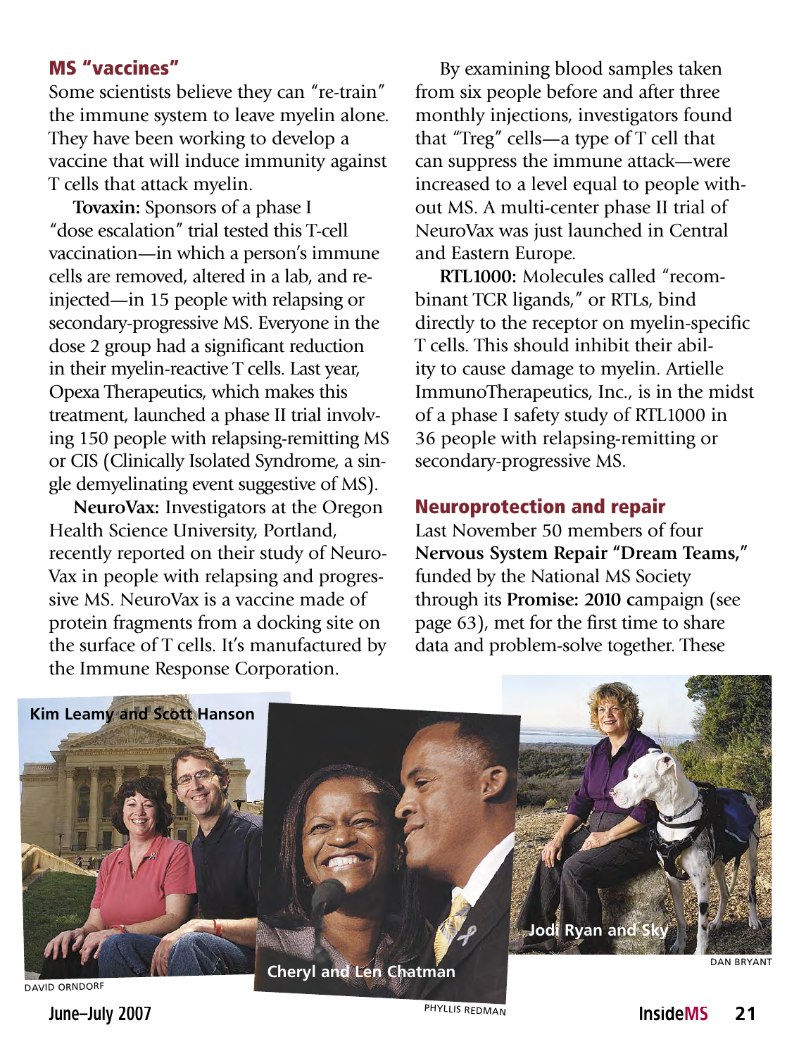## MS "vaccines"

Some scientists believe they can "re-train" the immune system to leave myelin alone. They have been working to develop a vaccine that will induce immunity against T cells that attack myelin.

**Tovaxin:** Sponsors of a phase I "dose escalation" trial tested this T-cell vaccination—in which a person's immune cells are removed, altered in a lab, and re-injected—in 15 people with relapsing or secondary-progressive MS. Everyone in the dose 2 group had a significant reduction in their myelin-reactive T cells. Last year, Opexa Therapeutics, which makes this treatment, launched a phase II trial involving 150 people with relapsing-remitting MS or CIS (Clinically Isolated Syndrome, a single demyelinating event suggestive of MS).

**NeuroVax:** Investigators at the Oregon Health Science University, Portland, recently reported on their study of NeuroVax in people with relapsing and progressive MS. NeuroVax is a vaccine made of protein fragments from a docking site on the surface of T cells. It's manufactured by the Immune Response Corporation.

By examining blood samples taken from six people before and after three monthly injections, investigators found that "Treg" cells—a type of T cell that can suppress the immune attack—were increased to a level equal to people without MS. A multi-center phase II trial of NeuroVax was just launched in Central and Eastern Europe.

**RTL1000:** Molecules called "recombinant TCR ligands," or RTLs, bind directly to the receptor on myelin-specific T cells. This should inhibit their ability to cause damage to myelin. Artielle ImmunoTherapeutics, Inc., is in the midst of a phase I safety study of RTL1000 in 36 people with relapsing-remitting or secondary-progressive MS.

## Neuroprotection and repair

Last November 50 members of four **Nervous System Repair "Dream Teams,"** funded by the National MS Society through its **Promise: 2010** campaign (see page 63), met for the first time to share data and problem-solve together. These

Kim Leamy and Scott Hanson

DAVID ORNDORF

Cheryl and Len Chatman

PHYLLIS REDMAN

Jodi Ryan and Sky

DAN BRYANT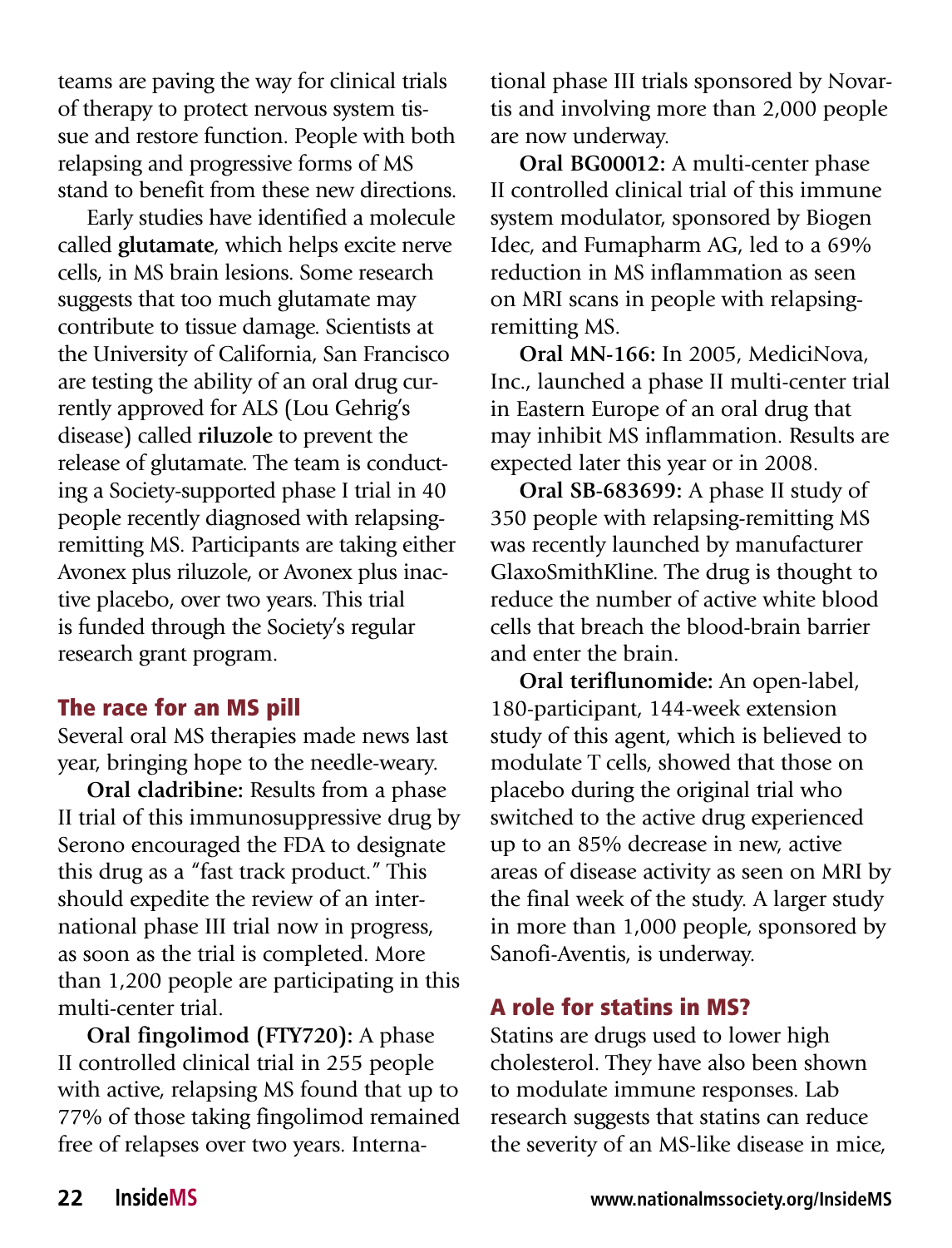teams are paving the way for clinical trials of therapy to protect nervous system tissue and restore function. People with both relapsing and progressive forms of MS stand to benefit from these new directions.

Early studies have identified a molecule called **glutamate**, which helps excite nerve cells, in MS brain lesions. Some research suggests that too much glutamate may contribute to tissue damage. Scientists at the University of California, San Francisco are testing the ability of an oral drug currently approved for ALS (Lou Gehrig's disease) called **riluzole** to prevent the release of glutamate. The team is conducting a Society-supported phase I trial in 40 people recently diagnosed with relapsing-remitting MS. Participants are taking either Avonex plus riluzole, or Avonex plus inactive placebo, over two years. This trial is funded through the Society's regular research grant program.

## The race for an MS pill

Several oral MS therapies made news last year, bringing hope to the needle-weary.

**Oral cladribine:** Results from a phase II trial of this immunosuppressive drug by Serono encouraged the FDA to designate this drug as a "fast track product." This should expedite the review of an international phase III trial now in progress, as soon as the trial is completed. More than 1,200 people are participating in this multi-center trial.

**Oral fingolimod (FTY720):** A phase II controlled clinical trial in 255 people with active, relapsing MS found that up to 77% of those taking fingolimod remained free of relapses over two years. International phase III trials sponsored by Novartis and involving more than 2,000 people are now underway.

**Oral BG00012:** A multi-center phase II controlled clinical trial of this immune system modulator, sponsored by Biogen Idec, and Fumapharm AG, led to a 69% reduction in MS inflammation as seen on MRI scans in people with relapsing-remitting MS.

**Oral MN-166:** In 2005, MediciNova, Inc., launched a phase II multi-center trial in Eastern Europe of an oral drug that may inhibit MS inflammation. Results are expected later this year or in 2008.

**Oral SB-683699:** A phase II study of 350 people with relapsing-remitting MS was recently launched by manufacturer GlaxoSmithKline. The drug is thought to reduce the number of active white blood cells that breach the blood-brain barrier and enter the brain.

**Oral teriflunomide:** An open-label, 180-participant, 144-week extension study of this agent, which is believed to modulate T cells, showed that those on placebo during the original trial who switched to the active drug experienced up to an 85% decrease in new, active areas of disease activity as seen on MRI by the final week of the study. A larger study in more than 1,000 people, sponsored by Sanofi-Aventis, is underway.

## A role for statins in MS?

Statins are drugs used to lower high cholesterol. They have also been shown to modulate immune responses. Lab research suggests that statins can reduce the severity of an MS-like disease in mice,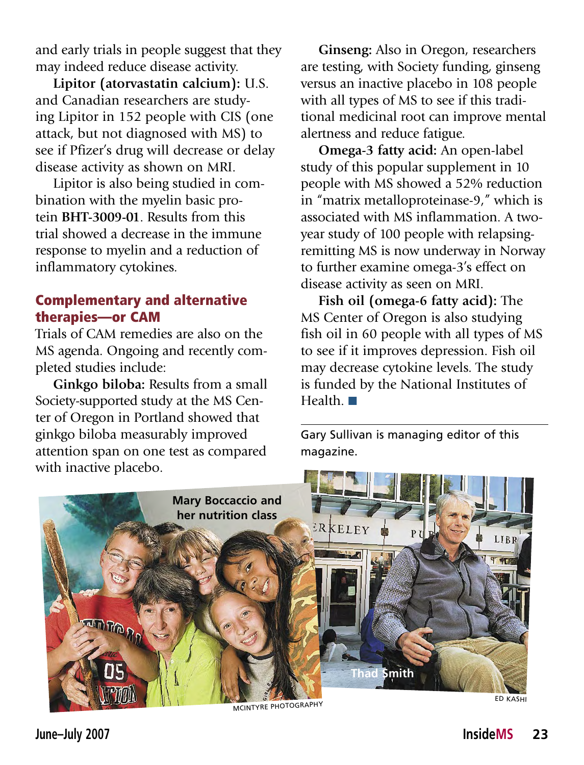and early trials in people suggest that they may indeed reduce disease activity.

**Lipitor (atorvastatin calcium):** U.S. and Canadian researchers are studying Lipitor in 152 people with CIS (one attack, but not diagnosed with MS) to see if Pfizer's drug will decrease or delay disease activity as shown on MRI.

Lipitor is also being studied in combination with the myelin basic protein **BHT-3009-01**. Results from this trial showed a decrease in the immune response to myelin and a reduction of inflammatory cytokines.

## Complementary and alternative therapies—or CAM

Trials of CAM remedies are also on the MS agenda. Ongoing and recently completed studies include:

**Ginkgo biloba:** Results from a small Society-supported study at the MS Center of Oregon in Portland showed that ginkgo biloba measurably improved attention span on one test as compared with inactive placebo.

**Ginseng:** Also in Oregon, researchers are testing, with Society funding, ginseng versus an inactive placebo in 108 people with all types of MS to see if this traditional medicinal root can improve mental alertness and reduce fatigue.

**Omega-3 fatty acid:** An open-label study of this popular supplement in 10 people with MS showed a 52% reduction in "matrix metalloproteinase-9," which is associated with MS inflammation. A two-year study of 100 people with relapsing-remitting MS is now underway in Norway to further examine omega-3's effect on disease activity as seen on MRI.

**Fish oil (omega-6 fatty acid):** The MS Center of Oregon is also studying fish oil in 60 people with all types of MS to see if it improves depression. Fish oil may decrease cytokine levels. The study is funded by the National Institutes of Health. ■

Gary Sullivan is managing editor of this magazine.

Mary Boccaccio and her nutrition class

MCINTYRE PHOTOGRAPHY

Thad Smith

ED KASHI